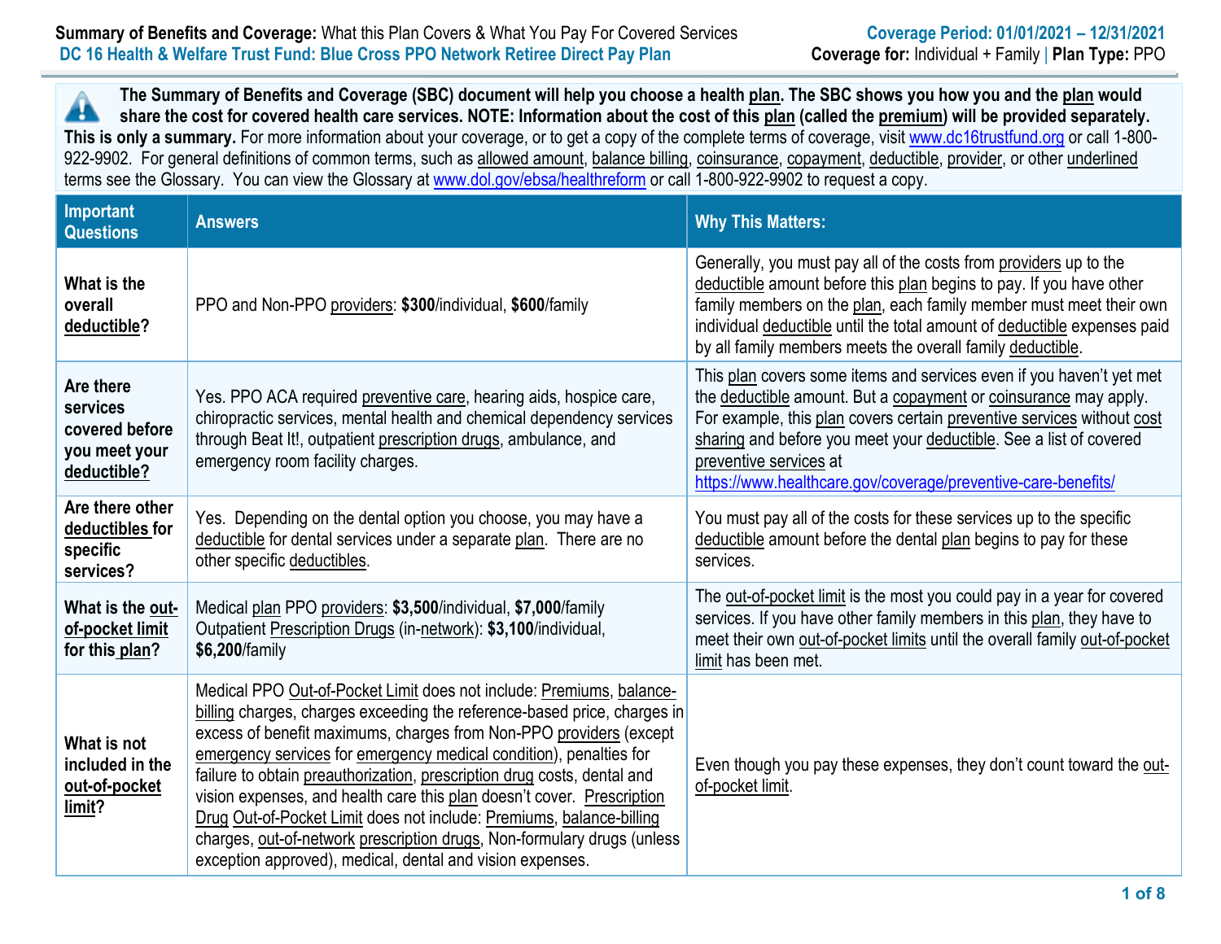**Summary of Benefits and Coverage:** What this Plan Covers & What You Pay For Covered Services
**DC 16 Health & Welfare Trust Fund: Blue Cross PPO Network Retiree Direct Pay Plan**

**Coverage Period: 01/01/2021 – 12/31/2021**
**Coverage for:** Individual + Family | **Plan Type:** PPO

**The Summary of Benefits and Coverage (SBC) document will help you choose a health plan. The SBC shows you how you and the plan would share the cost for covered health care services. NOTE: Information about the cost of this plan (called the premium) will be provided separately. This is only a summary.** For more information about your coverage, or to get a copy of the complete terms of coverage, visit www.dc16trustfund.org or call 1-800-922-9902. For general definitions of common terms, such as allowed amount, balance billing, coinsurance, copayment, deductible, provider, or other underlined terms see the Glossary. You can view the Glossary at www.dol.gov/ebsa/healthreform or call 1-800-922-9902 to request a copy.

| Important Questions | Answers | Why This Matters: |
|---|---|---|
| **What is the overall deductible?** | PPO and Non-PPO providers: **$300**/individual, **$600**/family | Generally, you must pay all of the costs from providers up to the deductible amount before this plan begins to pay. If you have other family members on the plan, each family member must meet their own individual deductible until the total amount of deductible expenses paid by all family members meets the overall family deductible. |
| **Are there services covered before you meet your deductible?** | Yes. PPO ACA required preventive care, hearing aids, hospice care, chiropractic services, mental health and chemical dependency services through Beat It!, outpatient prescription drugs, ambulance, and emergency room facility charges. | This plan covers some items and services even if you haven't yet met the deductible amount. But a copayment or coinsurance may apply. For example, this plan covers certain preventive services without cost sharing and before you meet your deductible. See a list of covered preventive services at https://www.healthcare.gov/coverage/preventive-care-benefits/ |
| **Are there other deductibles for specific services?** | Yes. Depending on the dental option you choose, you may have a deductible for dental services under a separate plan. There are no other specific deductibles. | You must pay all of the costs for these services up to the specific deductible amount before the dental plan begins to pay for these services. |
| **What is the out-of-pocket limit for this plan?** | Medical plan PPO providers: **$3,500**/individual, **$7,000**/family<br>Outpatient Prescription Drugs (in-network): **$3,100**/individual, **$6,200**/family | The out-of-pocket limit is the most you could pay in a year for covered services. If you have other family members in this plan, they have to meet their own out-of-pocket limits until the overall family out-of-pocket limit has been met. |
| **What is not included in the out-of-pocket limit?** | Medical PPO Out-of-Pocket Limit does not include: Premiums, balance-billing charges, charges exceeding the reference-based price, charges in excess of benefit maximums, charges from Non-PPO providers (except emergency services for emergency medical condition), penalties for failure to obtain preauthorization, prescription drug costs, dental and vision expenses, and health care this plan doesn't cover. Prescription Drug Out-of-Pocket Limit does not include: Premiums, balance-billing charges, out-of-network prescription drugs, Non-formulary drugs (unless exception approved), medical, dental and vision expenses. | Even though you pay these expenses, they don't count toward the out-of-pocket limit. |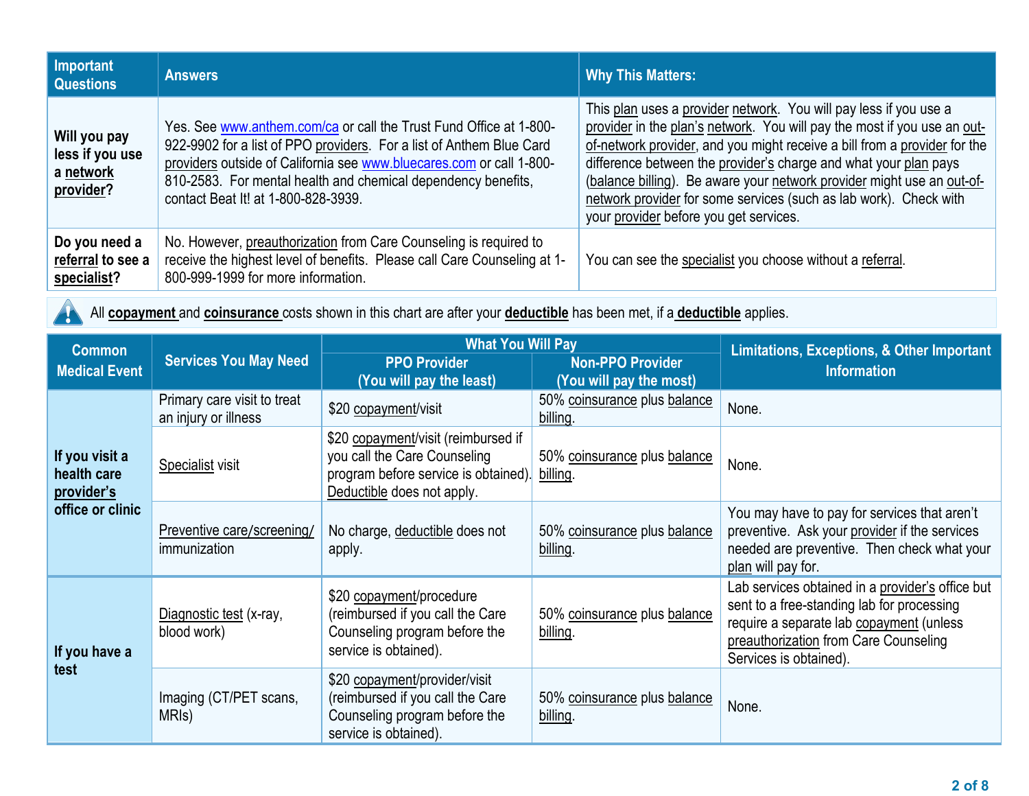| Important Questions | Answers | Why This Matters: |
|---|---|---|
| Will you pay less if you use a network provider? | Yes. See www.anthem.com/ca or call the Trust Fund Office at 1-800-922-9902 for a list of PPO providers. For a list of Anthem Blue Card providers outside of California see www.bluecares.com or call 1-800-810-2583. For mental health and chemical dependency benefits, contact Beat It! at 1-800-828-3939. | This plan uses a provider network. You will pay less if you use a provider in the plan's network. You will pay the most if you use an out-of-network provider, and you might receive a bill from a provider for the difference between the provider's charge and what your plan pays (balance billing). Be aware your network provider might use an out-of-network provider for some services (such as lab work). Check with your provider before you get services. |
| Do you need a referral to see a specialist? | No. However, preauthorization from Care Counseling is required to receive the highest level of benefits. Please call Care Counseling at 1-800-999-1999 for more information. | You can see the specialist you choose without a referral. |

All **copayment** and **coinsurance** costs shown in this chart are after your **deductible** has been met, if a **deductible** applies.

| Common Medical Event | Services You May Need | What You Will Pay | | Limitations, Exceptions, & Other Important Information |
|---|---|---|---|---|
| | | PPO Provider (You will pay the least) | Non-PPO Provider (You will pay the most) | |
| If you visit a health care provider's office or clinic | Primary care visit to treat an injury or illness | $20 copayment/visit | 50% coinsurance plus balance billing. | None. |
| | Specialist visit | $20 copayment/visit (reimbursed if you call the Care Counseling program before service is obtained). Deductible does not apply. | 50% coinsurance plus balance billing. | None. |
| | Preventive care/screening/ immunization | No charge, deductible does not apply. | 50% coinsurance plus balance billing. | You may have to pay for services that aren't preventive. Ask your provider if the services needed are preventive. Then check what your plan will pay for. |
| If you have a test | Diagnostic test (x-ray, blood work) | $20 copayment/procedure (reimbursed if you call the Care Counseling program before the service is obtained). | 50% coinsurance plus balance billing. | Lab services obtained in a provider's office but sent to a free-standing lab for processing require a separate lab copayment (unless preauthorization from Care Counseling Services is obtained). |
| | Imaging (CT/PET scans, MRIs) | $20 copayment/provider/visit (reimbursed if you call the Care Counseling program before the service is obtained). | 50% coinsurance plus balance billing. | None. |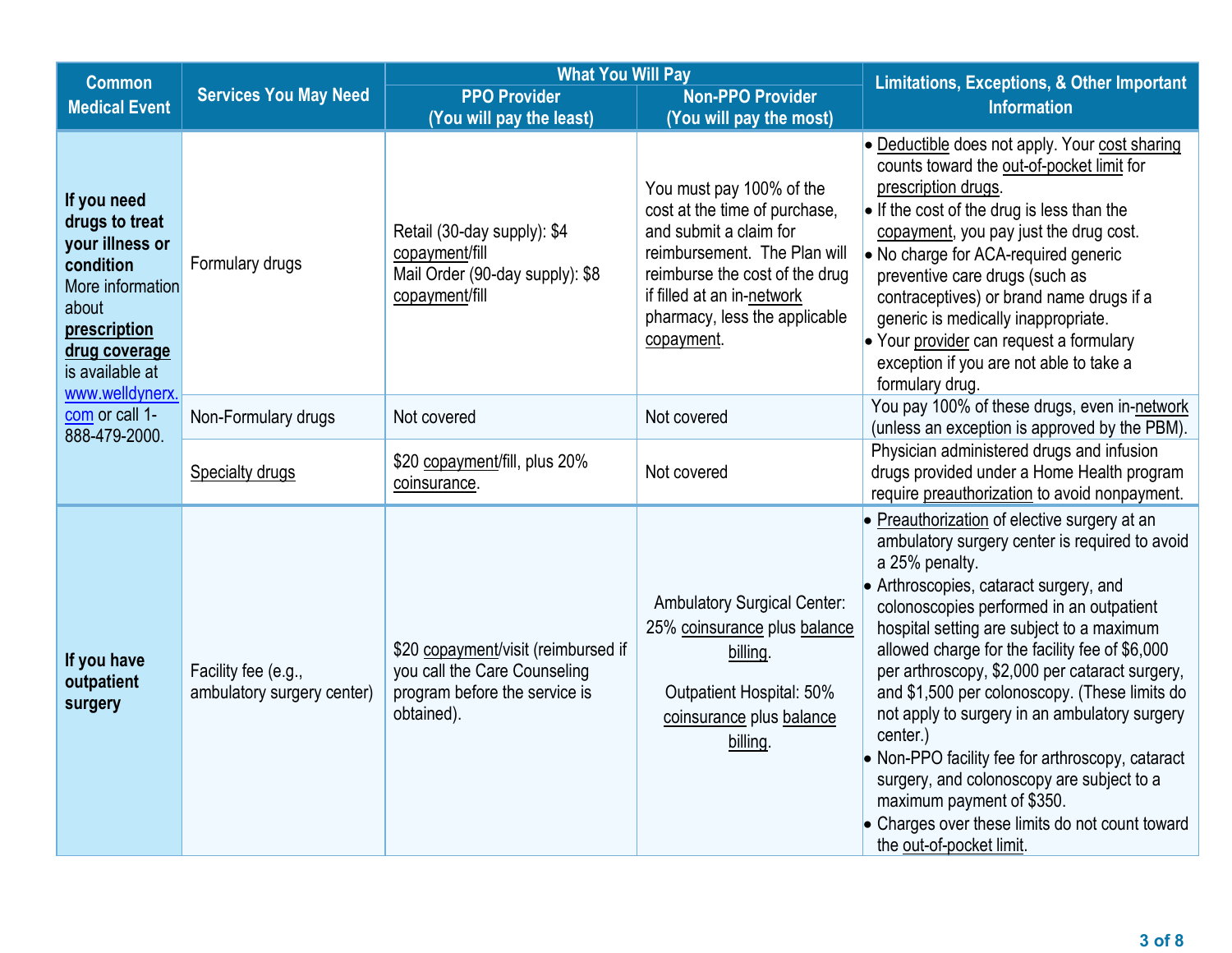| Common Medical Event | Services You May Need | What You Will Pay | | Limitations, Exceptions, & Other Important Information |
|---|---|---|---|---|
| | | PPO Provider (You will pay the least) | Non-PPO Provider (You will pay the most) | |
| **If you need drugs to treat your illness or condition** More information about **prescription drug coverage** is available at www.welldynerx.com or call 1-888-479-2000. | Formulary drugs | Retail (30-day supply): $4 copayment/fill<br>Mail Order (90-day supply): $8 copayment/fill | You must pay 100% of the cost at the time of purchase, and submit a claim for reimbursement. The Plan will reimburse the cost of the drug if filled at an in-network pharmacy, less the applicable copayment. | • Deductible does not apply. Your cost sharing counts toward the out-of-pocket limit for prescription drugs.<br>• If the cost of the drug is less than the copayment, you pay just the drug cost.<br>• No charge for ACA-required generic preventive care drugs (such as contraceptives) or brand name drugs if a generic is medically inappropriate.<br>• Your provider can request a formulary exception if you are not able to take a formulary drug. |
| | Non-Formulary drugs | Not covered | Not covered | You pay 100% of these drugs, even in-network (unless an exception is approved by the PBM). |
| | Specialty drugs | $20 copayment/fill, plus 20% coinsurance. | Not covered | Physician administered drugs and infusion drugs provided under a Home Health program require preauthorization to avoid nonpayment. |
| **If you have outpatient surgery** | Facility fee (e.g., ambulatory surgery center) | $20 copayment/visit (reimbursed if you call the Care Counseling program before the service is obtained). | Ambulatory Surgical Center: 25% coinsurance plus balance billing.<br><br>Outpatient Hospital: 50% coinsurance plus balance billing. | • Preauthorization of elective surgery at an ambulatory surgery center is required to avoid a 25% penalty.<br>• Arthroscopies, cataract surgery, and colonoscopies performed in an outpatient hospital setting are subject to a maximum allowed charge for the facility fee of $6,000 per arthroscopy, $2,000 per cataract surgery, and $1,500 per colonoscopy. (These limits do not apply to surgery in an ambulatory surgery center.)<br>• Non-PPO facility fee for arthroscopy, cataract surgery, and colonoscopy are subject to a maximum payment of $350.<br>• Charges over these limits do not count toward the out-of-pocket limit. |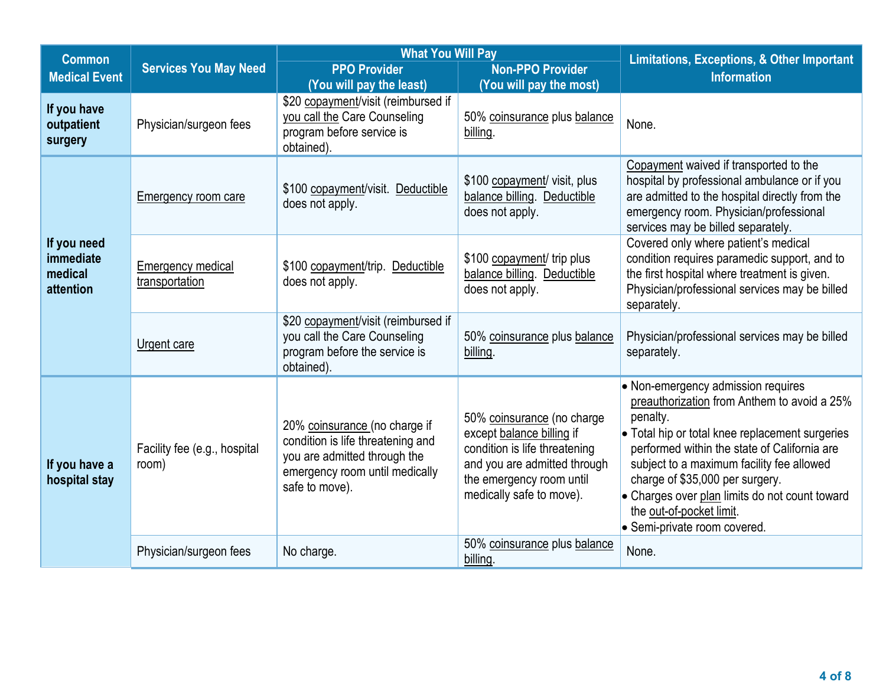| Common Medical Event | Services You May Need | What You Will Pay | | Limitations, Exceptions, & Other Important Information |
|---|---|---|---|---|
| | | PPO Provider (You will pay the least) | Non-PPO Provider (You will pay the most) | |
| **If you have outpatient surgery** | Physician/surgeon fees | $20 copayment/visit (reimbursed if you call the Care Counseling program before service is obtained). | 50% coinsurance plus balance billing. | None. |
| **If you need immediate medical attention** | Emergency room care | $100 copayment/visit. Deductible does not apply. | $100 copayment/ visit, plus balance billing. Deductible does not apply. | Copayment waived if transported to the hospital by professional ambulance or if you are admitted to the hospital directly from the emergency room. Physician/professional services may be billed separately. |
| | Emergency medical transportation | $100 copayment/trip. Deductible does not apply. | $100 copayment/ trip plus balance billing. Deductible does not apply. | Covered only where patient's medical condition requires paramedic support, and to the first hospital where treatment is given. Physician/professional services may be billed separately. |
| | Urgent care | $20 copayment/visit (reimbursed if you call the Care Counseling program before the service is obtained). | 50% coinsurance plus balance billing. | Physician/professional services may be billed separately. |
| **If you have a hospital stay** | Facility fee (e.g., hospital room) | 20% coinsurance (no charge if condition is life threatening and you are admitted through the emergency room until medically safe to move). | 50% coinsurance (no charge except balance billing if condition is life threatening and you are admitted through the emergency room until medically safe to move). | • Non-emergency admission requires preauthorization from Anthem to avoid a 25% penalty.<br>• Total hip or total knee replacement surgeries performed within the state of California are subject to a maximum facility fee allowed charge of $35,000 per surgery.<br>• Charges over plan limits do not count toward the out-of-pocket limit.<br>• Semi-private room covered. |
| | Physician/surgeon fees | No charge. | 50% coinsurance plus balance billing. | None. |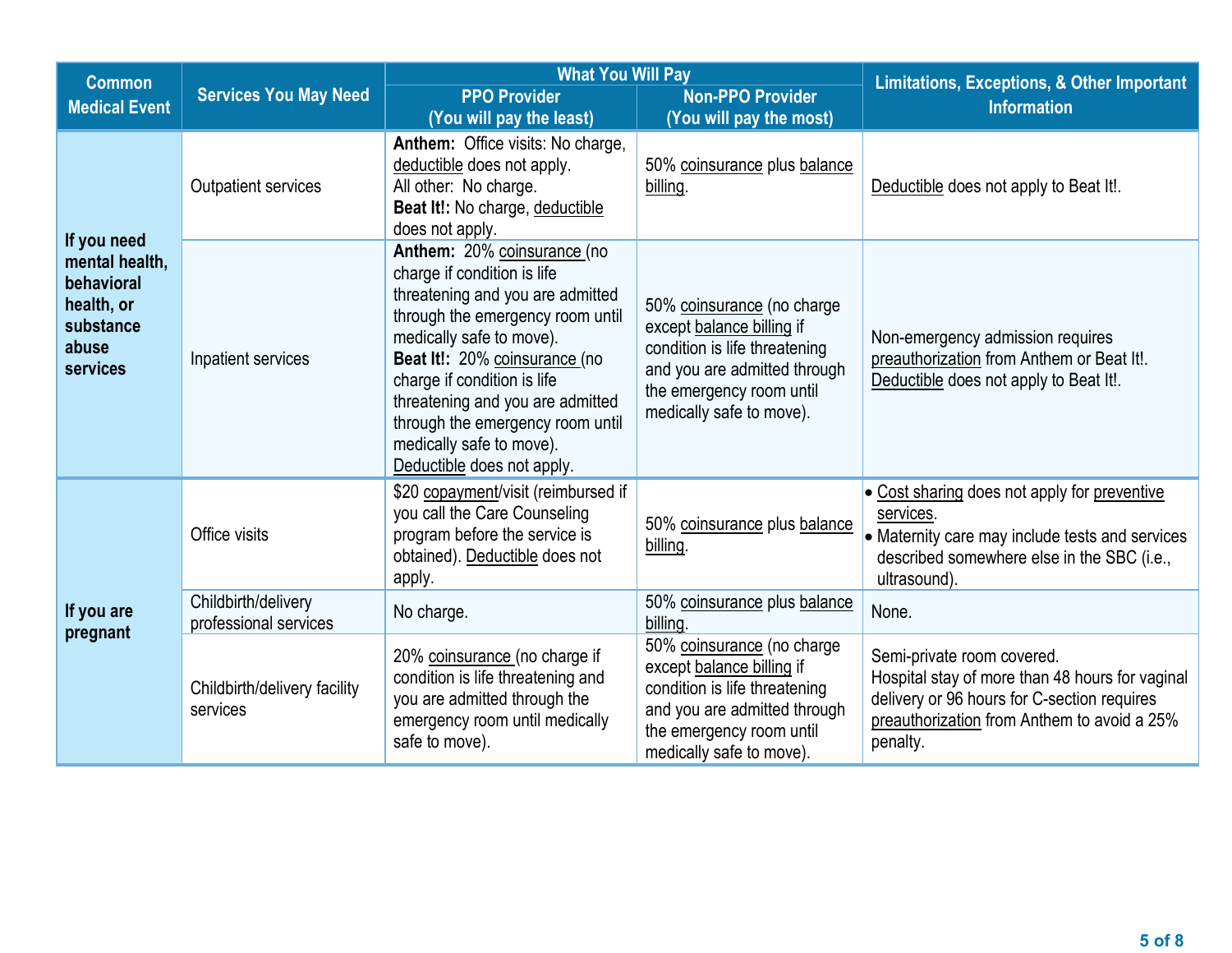| Common Medical Event | Services You May Need | What You Will Pay | | Limitations, Exceptions, & Other Important Information |
|---|---|---|---|---|
| | | PPO Provider (You will pay the least) | Non-PPO Provider (You will pay the most) | |
| **If you need mental health, behavioral health, or substance abuse services** | Outpatient services | **Anthem:** Office visits: No charge, deductible does not apply. All other: No charge. **Beat It!:** No charge, deductible does not apply. | 50% coinsurance plus balance billing. | Deductible does not apply to Beat It!. |
| | Inpatient services | **Anthem:** 20% coinsurance (no charge if condition is life threatening and you are admitted through the emergency room until medically safe to move). **Beat It!:** 20% coinsurance (no charge if condition is life threatening and you are admitted through the emergency room until medically safe to move). Deductible does not apply. | 50% coinsurance (no charge except balance billing if condition is life threatening and you are admitted through the emergency room until medically safe to move). | Non-emergency admission requires preauthorization from Anthem or Beat It!. Deductible does not apply to Beat It!. |
| **If you are pregnant** | Office visits | $20 copayment/visit (reimbursed if you call the Care Counseling program before the service is obtained). Deductible does not apply. | 50% coinsurance plus balance billing. | • Cost sharing does not apply for preventive services. • Maternity care may include tests and services described somewhere else in the SBC (i.e., ultrasound). |
| | Childbirth/delivery professional services | No charge. | 50% coinsurance plus balance billing. | None. |
| | Childbirth/delivery facility services | 20% coinsurance (no charge if condition is life threatening and you are admitted through the emergency room until medically safe to move). | 50% coinsurance (no charge except balance billing if condition is life threatening and you are admitted through the emergency room until medically safe to move). | Semi-private room covered. Hospital stay of more than 48 hours for vaginal delivery or 96 hours for C-section requires preauthorization from Anthem to avoid a 25% penalty. |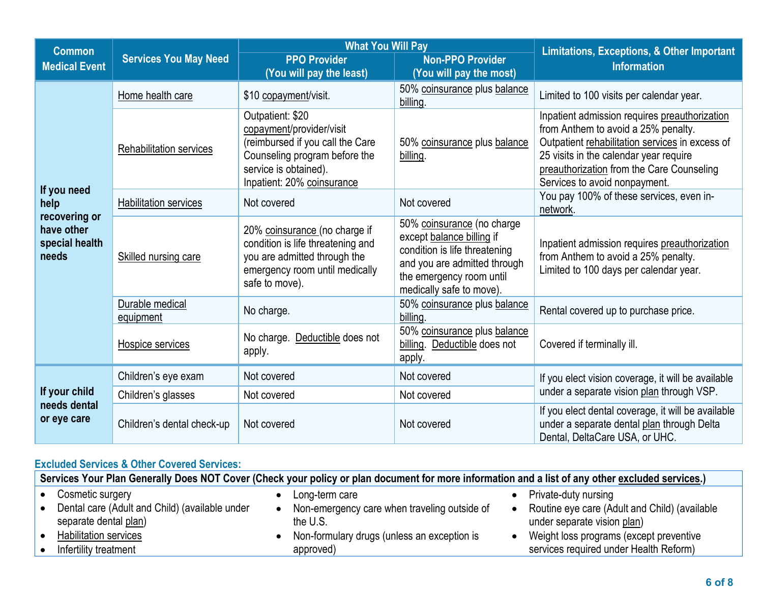| Common Medical Event | Services You May Need | What You Will Pay | | Limitations, Exceptions, & Other Important Information |
|---|---|---|---|---|
| | | PPO Provider (You will pay the least) | Non-PPO Provider (You will pay the most) | |
| If you need help recovering or have other special health needs | Home health care | $10 copayment/visit. | 50% coinsurance plus balance billing. | Limited to 100 visits per calendar year. |
| | Rehabilitation services | Outpatient: $20 copayment/provider/visit (reimbursed if you call the Care Counseling program before the service is obtained). Inpatient: 20% coinsurance | 50% coinsurance plus balance billing. | Inpatient admission requires preauthorization from Anthem to avoid a 25% penalty. Outpatient rehabilitation services in excess of 25 visits in the calendar year require preauthorization from the Care Counseling Services to avoid nonpayment. |
| | Habilitation services | Not covered | Not covered | You pay 100% of these services, even in-network. |
| | Skilled nursing care | 20% coinsurance (no charge if condition is life threatening and you are admitted through the emergency room until medically safe to move). | 50% coinsurance (no charge except balance billing if condition is life threatening and you are admitted through the emergency room until medically safe to move). | Inpatient admission requires preauthorization from Anthem to avoid a 25% penalty. Limited to 100 days per calendar year. |
| | Durable medical equipment | No charge. | 50% coinsurance plus balance billing. | Rental covered up to purchase price. |
| | Hospice services | No charge. Deductible does not apply. | 50% coinsurance plus balance billing. Deductible does not apply. | Covered if terminally ill. |
| If your child needs dental or eye care | Children's eye exam | Not covered | Not covered | If you elect vision coverage, it will be available under a separate vision plan through VSP. |
| | Children's glasses | Not covered | Not covered | |
| | Children's dental check-up | Not covered | Not covered | If you elect dental coverage, it will be available under a separate dental plan through Delta Dental, DeltaCare USA, or UHC. |

## Excluded Services & Other Covered Services:

**Services Your Plan Generally Does NOT Cover (Check your policy or plan document for more information and a list of any other excluded services.)**

- Cosmetic surgery
- Dental care (Adult and Child) (available under separate dental plan)
- Habilitation services
- Infertility treatment
- Long-term care
- Non-emergency care when traveling outside of the U.S.
- Non-formulary drugs (unless an exception is approved)
- Private-duty nursing
- Routine eye care (Adult and Child) (available under separate vision plan)
- Weight loss programs (except preventive services required under Health Reform)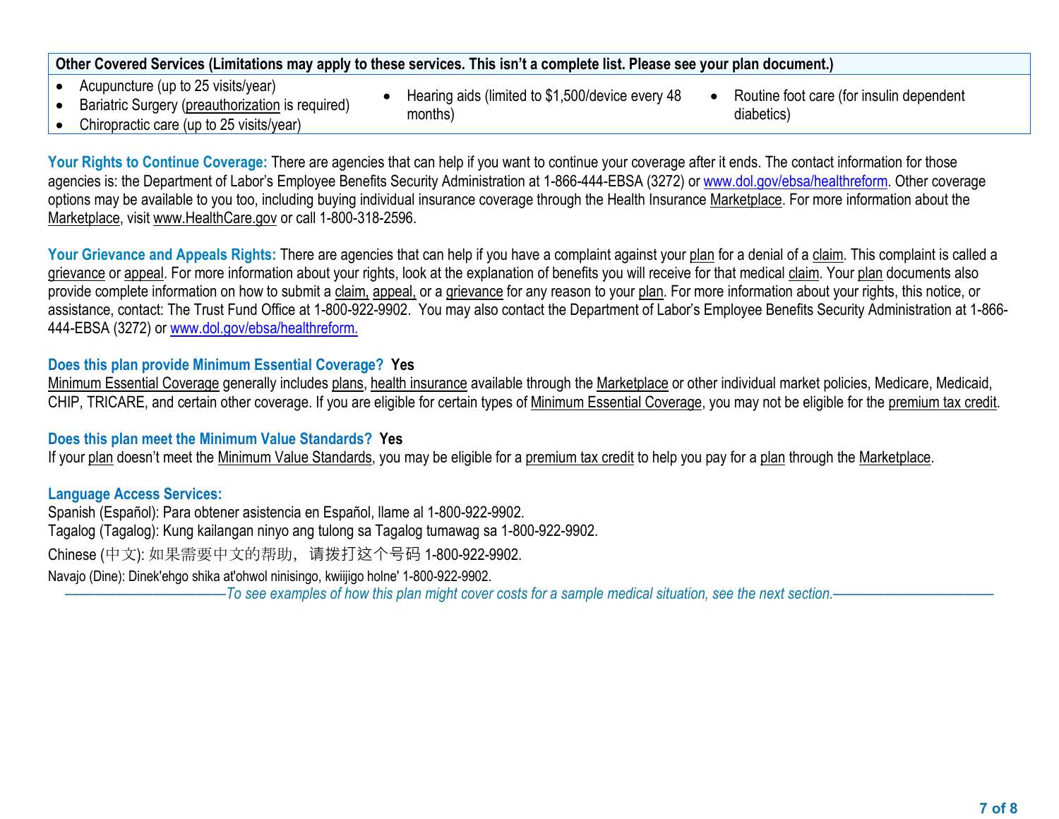| Other Covered Services (Limitations may apply to these services. This isn't a complete list. Please see your plan document.) | | |
|---|---|---|
| • Acupuncture (up to 25 visits/year)<br>• Bariatric Surgery (preauthorization is required)<br>• Chiropractic care (up to 25 visits/year) | • Hearing aids (limited to $1,500/device every 48 months) | • Routine foot care (for insulin dependent diabetics) |

**Your Rights to Continue Coverage:** There are agencies that can help if you want to continue your coverage after it ends. The contact information for those agencies is: the Department of Labor's Employee Benefits Security Administration at 1-866-444-EBSA (3272) or www.dol.gov/ebsa/healthreform. Other coverage options may be available to you too, including buying individual insurance coverage through the Health Insurance Marketplace. For more information about the Marketplace, visit www.HealthCare.gov or call 1-800-318-2596.

**Your Grievance and Appeals Rights:** There are agencies that can help if you have a complaint against your plan for a denial of a claim. This complaint is called a grievance or appeal. For more information about your rights, look at the explanation of benefits you will receive for that medical claim. Your plan documents also provide complete information on how to submit a claim, appeal, or a grievance for any reason to your plan. For more information about your rights, this notice, or assistance, contact: The Trust Fund Office at 1-800-922-9902. You may also contact the Department of Labor's Employee Benefits Security Administration at 1-866-444-EBSA (3272) or www.dol.gov/ebsa/healthreform.

**Does this plan provide Minimum Essential Coverage? Yes**

Minimum Essential Coverage generally includes plans, health insurance available through the Marketplace or other individual market policies, Medicare, Medicaid, CHIP, TRICARE, and certain other coverage. If you are eligible for certain types of Minimum Essential Coverage, you may not be eligible for the premium tax credit.

**Does this plan meet the Minimum Value Standards? Yes**

If your plan doesn't meet the Minimum Value Standards, you may be eligible for a premium tax credit to help you pay for a plan through the Marketplace.

**Language Access Services:**

Spanish (Español): Para obtener asistencia en Español, llame al 1-800-922-9902.
Tagalog (Tagalog): Kung kailangan ninyo ang tulong sa Tagalog tumawag sa 1-800-922-9902.
Chinese (中文): 如果需要中文的帮助，请拨打这个号码 1-800-922-9902.
Navajo (Dine): Dinek'ehgo shika at'ohwol ninisingo, kwiijigo holne' 1-800-922-9902.

*——————————To see examples of how this plan might cover costs for a sample medical situation, see the next section.——————————*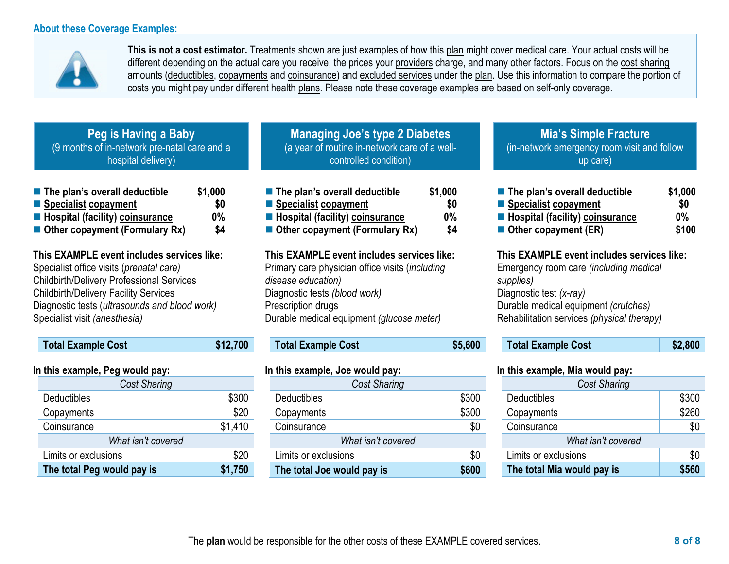## About these Coverage Examples:

**This is not a cost estimator.** Treatments shown are just examples of how this plan might cover medical care. Your actual costs will be different depending on the actual care you receive, the prices your providers charge, and many other factors. Focus on the cost sharing amounts (deductibles, copayments and coinsurance) and excluded services under the plan. Use this information to compare the portion of costs you might pay under different health plans. Please note these coverage examples are based on self-only coverage.

### Peg is Having a Baby
(9 months of in-network pre-natal care and a hospital delivery)

- **The plan's overall deductible** $1,000
- **Specialist copayment** $0
- **Hospital (facility) coinsurance** 0%
- **Other copayment (Formulary Rx)** $4

**This EXAMPLE event includes services like:**
Specialist office visits (*prenatal care)*
Childbirth/Delivery Professional Services
Childbirth/Delivery Facility Services
Diagnostic tests (*ultrasounds and blood work)*
Specialist visit *(anesthesia)*

| **Total Example Cost** | **$12,700** |
|---|---|

**In this example, Peg would pay:**

| *Cost Sharing* | |
|---|---|
| Deductibles | $300 |
| Copayments | $20 |
| Coinsurance | $1,410 |
| *What isn't covered* | |
| Limits or exclusions | $20 |
| **The total Peg would pay is** | **$1,750** |

### Managing Joe's type 2 Diabetes
(a year of routine in-network care of a well-controlled condition)

- **The plan's overall deductible** $1,000
- **Specialist copayment** $0
- **Hospital (facility) coinsurance** 0%
- **Other copayment (Formulary Rx)** $4

**This EXAMPLE event includes services like:**
Primary care physician office visits (*including disease education)*
Diagnostic tests *(blood work)*
Prescription drugs
Durable medical equipment *(glucose meter)*

| **Total Example Cost** | **$5,600** |
|---|---|

**In this example, Joe would pay:**

| *Cost Sharing* | |
|---|---|
| Deductibles | $300 |
| Copayments | $300 |
| Coinsurance | $0 |
| *What isn't covered* | |
| Limits or exclusions | $0 |
| **The total Joe would pay is** | **$600** |

### Mia's Simple Fracture
(in-network emergency room visit and follow up care)

- **The plan's overall deductible** $1,000
- **Specialist copayment** $0
- **Hospital (facility) coinsurance** 0%
- **Other copayment (ER)** $100

**This EXAMPLE event includes services like:**
Emergency room care *(including medical supplies)*
Diagnostic test *(x-ray)*
Durable medical equipment *(crutches)*
Rehabilitation services *(physical therapy)*

| **Total Example Cost** | **$2,800** |
|---|---|

**In this example, Mia would pay:**

| *Cost Sharing* | |
|---|---|
| Deductibles | $300 |
| Copayments | $260 |
| Coinsurance | $0 |
| *What isn't covered* | |
| Limits or exclusions | $0 |
| **The total Mia would pay is** | **$560** |

The **plan** would be responsible for the other costs of these EXAMPLE covered services.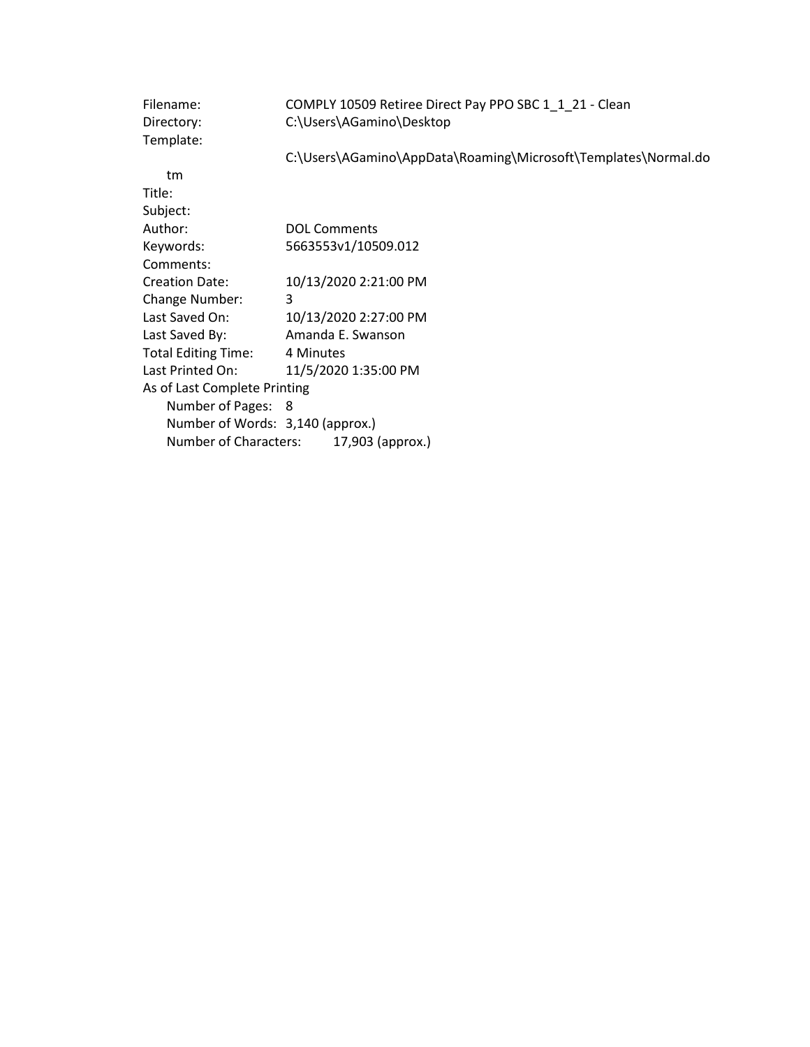Filename: COMPLY 10509 Retiree Direct Pay PPO SBC 1_1_21 - Clean
Directory: C:\Users\AGamino\Desktop
Template: C:\Users\AGamino\AppData\Roaming\Microsoft\Templates\Normal.dotm
Title:
Subject:
Author: DOL Comments
Keywords: 5663553v1/10509.012
Comments:
Creation Date: 10/13/2020 2:21:00 PM
Change Number: 3
Last Saved On: 10/13/2020 2:27:00 PM
Last Saved By: Amanda E. Swanson
Total Editing Time: 4 Minutes
Last Printed On: 11/5/2020 1:35:00 PM
As of Last Complete Printing
Number of Pages: 8
Number of Words: 3,140 (approx.)
Number of Characters: 17,903 (approx.)